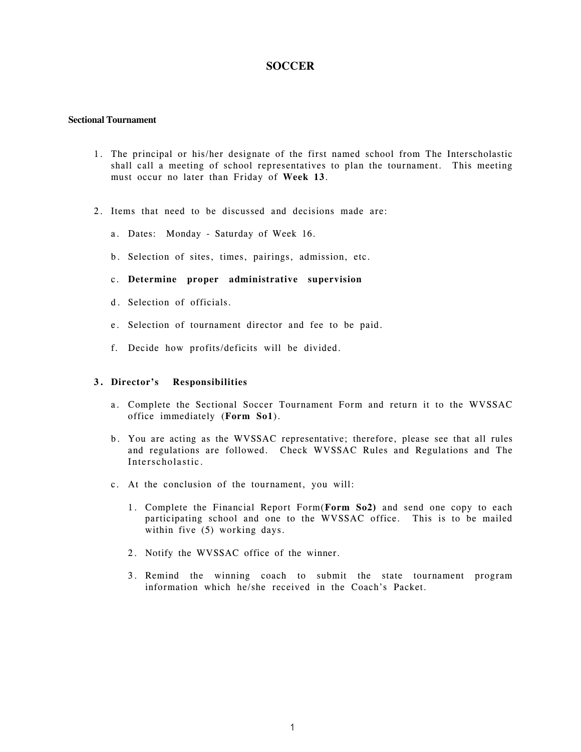# SOCCER

## Sectional Tournament

1. The principal or his/her designate of the first named school from The Interscholastic shall call a meeting of school representatives to plan the tournament. This meeting must occur no later than Friday of **Week 13**.

2. Items that need to be discussed and decisions made are:

   a. Dates: Monday - Saturday of Week 16.

   b. Selection of sites, times, pairings, admission, etc.

   c. **Determine proper administrative supervision**

   d. Selection of officials.

   e. Selection of tournament director and fee to be paid.

   f. Decide how profits/deficits will be divided.

3. **Director's Responsibilities**

   a. Complete the Sectional Soccer Tournament Form and return it to the WVSSAC office immediately (**Form So1**).

   b. You are acting as the WVSSAC representative; therefore, please see that all rules and regulations are followed. Check WVSSAC Rules and Regulations and The Interscholastic.

   c. At the conclusion of the tournament, you will:

      1. Complete the Financial Report Form(**Form So2)** and send one copy to each participating school and one to the WVSSAC office. This is to be mailed within five (5) working days.

      2. Notify the WVSSAC office of the winner.

      3. Remind the winning coach to submit the state tournament program information which he/she received in the Coach's Packet.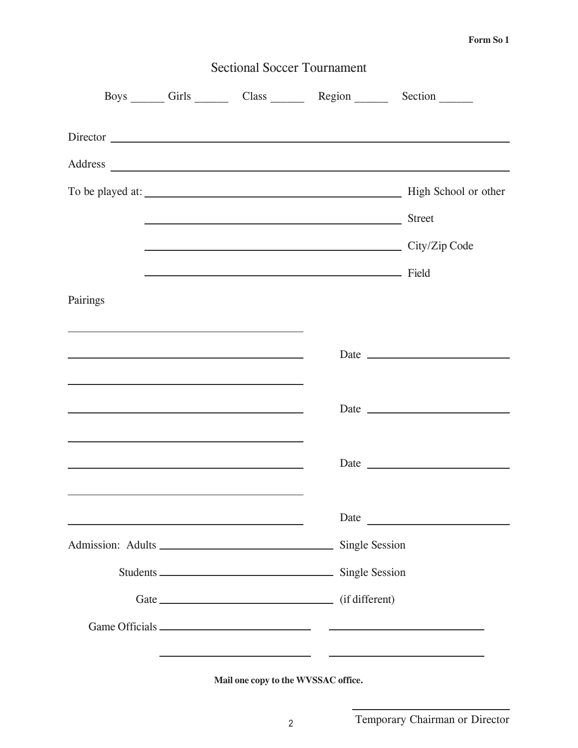Form So 1

# Sectional Soccer Tournament

Boys ______ Girls ______ Class ______ Region ______ Section ______

Director ________________________________________________

Address ________________________________________________

To be played at: ________________________________ High School or other

________________________________ Street

________________________________ City/Zip Code

________________________________ Field

Pairings

________________________________

________________________________ Date ________________

________________________________

________________________________ Date ________________

________________________________

________________________________ Date ________________

________________________________

________________________________ Date ________________

Admission: Adults ________________________ Single Session

Students ________________________ Single Session

Gate ________________________ (if different)

Game Officials ____________________ ____________________

____________________ ____________________

**Mail one copy to the WVSSAC office.**

________________________________

Temporary Chairman or Director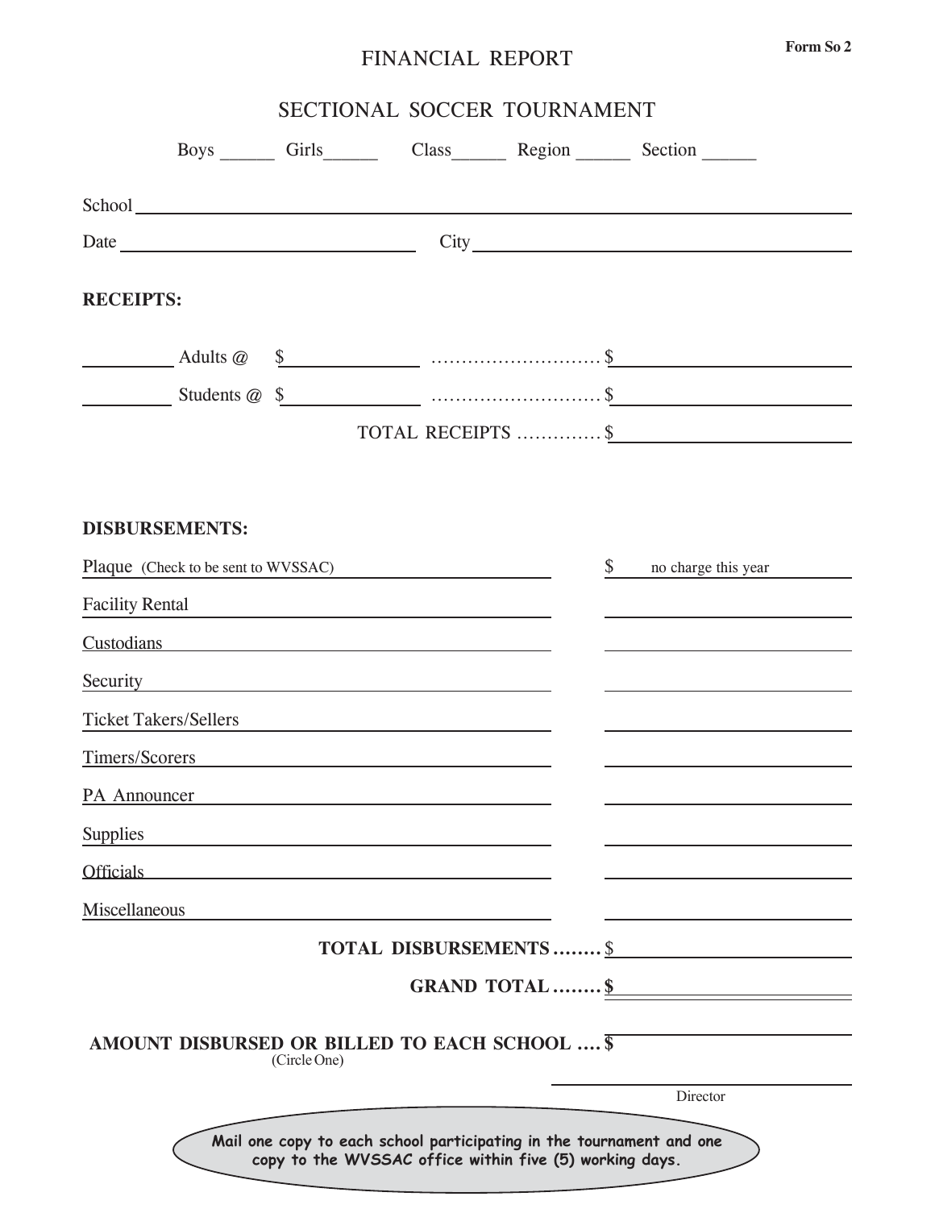Form So 2

# FINANCIAL REPORT

## SECTIONAL SOCCER TOURNAMENT

Boys ______ Girls______ Class______ Region ______ Section ______

School ____________________________________________

Date ______________________ City ______________________

**RECEIPTS:**

________ Adults @ $__________ ........................ $______________

________ Students @ $__________ ........................ $______________

TOTAL RECEIPTS ............. $______________

**DISBURSEMENTS:**

| | |
|---|---|
| Plaque (Check to be sent to WVSSAC) | $ no charge this year |
| Facility Rental | |
| Custodians | |
| Security | |
| Ticket Takers/Sellers | |
| Timers/Scorers | |
| PA Announcer | |
| Supplies | |
| Officials | |
| Miscellaneous | |

**TOTAL DISBURSEMENTS ........ $**______________

**GRAND TOTAL ........ $**______________

**AMOUNT DISBURSED OR BILLED TO EACH SCHOOL .... $**______________
(Circle One)

______________________
Director

**Mail one copy to each school participating in the tournament and one copy to the WVSSAC office within five (5) working days.**